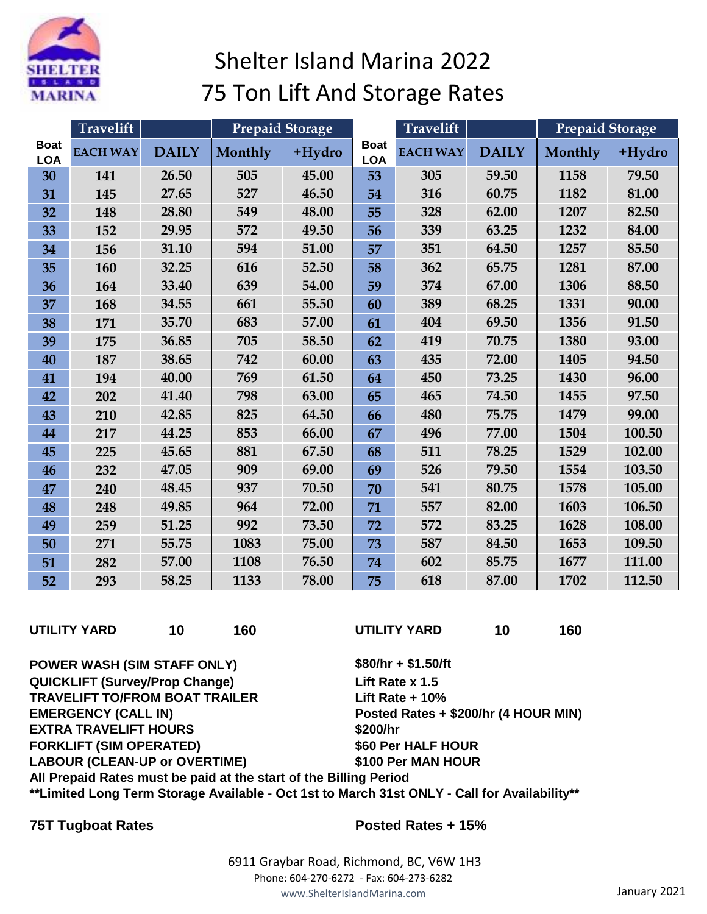# Shelter Island Marina 2022

## 75 Ton Lift And Storage Rates

| Boat LOA | Travelift EACH WAY | DAILY | Prepaid Storage Monthly | +Hydro | Boat LOA | Travelift EACH WAY | DAILY | Prepaid Storage Monthly | +Hydro |
|---|---|---|---|---|---|---|---|---|---|
| 30 | 141 | 26.50 | 505 | 45.00 | 53 | 305 | 59.50 | 1158 | 79.50 |
| 31 | 145 | 27.65 | 527 | 46.50 | 54 | 316 | 60.75 | 1182 | 81.00 |
| 32 | 148 | 28.80 | 549 | 48.00 | 55 | 328 | 62.00 | 1207 | 82.50 |
| 33 | 152 | 29.95 | 572 | 49.50 | 56 | 339 | 63.25 | 1232 | 84.00 |
| 34 | 156 | 31.10 | 594 | 51.00 | 57 | 351 | 64.50 | 1257 | 85.50 |
| 35 | 160 | 32.25 | 616 | 52.50 | 58 | 362 | 65.75 | 1281 | 87.00 |
| 36 | 164 | 33.40 | 639 | 54.00 | 59 | 374 | 67.00 | 1306 | 88.50 |
| 37 | 168 | 34.55 | 661 | 55.50 | 60 | 389 | 68.25 | 1331 | 90.00 |
| 38 | 171 | 35.70 | 683 | 57.00 | 61 | 404 | 69.50 | 1356 | 91.50 |
| 39 | 175 | 36.85 | 705 | 58.50 | 62 | 419 | 70.75 | 1380 | 93.00 |
| 40 | 187 | 38.65 | 742 | 60.00 | 63 | 435 | 72.00 | 1405 | 94.50 |
| 41 | 194 | 40.00 | 769 | 61.50 | 64 | 450 | 73.25 | 1430 | 96.00 |
| 42 | 202 | 41.40 | 798 | 63.00 | 65 | 465 | 74.50 | 1455 | 97.50 |
| 43 | 210 | 42.85 | 825 | 64.50 | 66 | 480 | 75.75 | 1479 | 99.00 |
| 44 | 217 | 44.25 | 853 | 66.00 | 67 | 496 | 77.00 | 1504 | 100.50 |
| 45 | 225 | 45.65 | 881 | 67.50 | 68 | 511 | 78.25 | 1529 | 102.00 |
| 46 | 232 | 47.05 | 909 | 69.00 | 69 | 526 | 79.50 | 1554 | 103.50 |
| 47 | 240 | 48.45 | 937 | 70.50 | 70 | 541 | 80.75 | 1578 | 105.00 |
| 48 | 248 | 49.85 | 964 | 72.00 | 71 | 557 | 82.00 | 1603 | 106.50 |
| 49 | 259 | 51.25 | 992 | 73.50 | 72 | 572 | 83.25 | 1628 | 108.00 |
| 50 | 271 | 55.75 | 1083 | 75.00 | 73 | 587 | 84.50 | 1653 | 109.50 |
| 51 | 282 | 57.00 | 1108 | 76.50 | 74 | 602 | 85.75 | 1677 | 111.00 |
| 52 | 293 | 58.25 | 1133 | 78.00 | 75 | 618 | 87.00 | 1702 | 112.50 |
| UTILITY YARD | | 10 | 160 | | UTILITY YARD | | 10 | 160 | |

**POWER WASH (SIM STAFF ONLY)** — **$80/hr + $1.50/ft**
**QUICKLIFT (Survey/Prop Change)** — **Lift Rate x 1.5**
**TRAVELIFT TO/FROM BOAT TRAILER** — **Lift Rate + 10%**
**EMERGENCY (CALL IN)** — **Posted Rates + $200/hr (4 HOUR MIN)**
**EXTRA TRAVELIFT HOURS** — **$200/hr**
**FORKLIFT (SIM OPERATED)** — **$60 Per HALF HOUR**
**LABOUR (CLEAN-UP or OVERTIME)** — **$100 Per MAN HOUR**

**All Prepaid Rates must be paid at the start of the Billing Period**

****Limited Long Term Storage Available - Oct 1st to March 31st ONLY - Call for Availability****

**75T Tugboat Rates** — **Posted Rates + 15%**

6911 Graybar Road, Richmond, BC, V6W 1H3
Phone: 604-270-6272 - Fax: 604-273-6282
www.ShelterIslandMarina.com

January 2021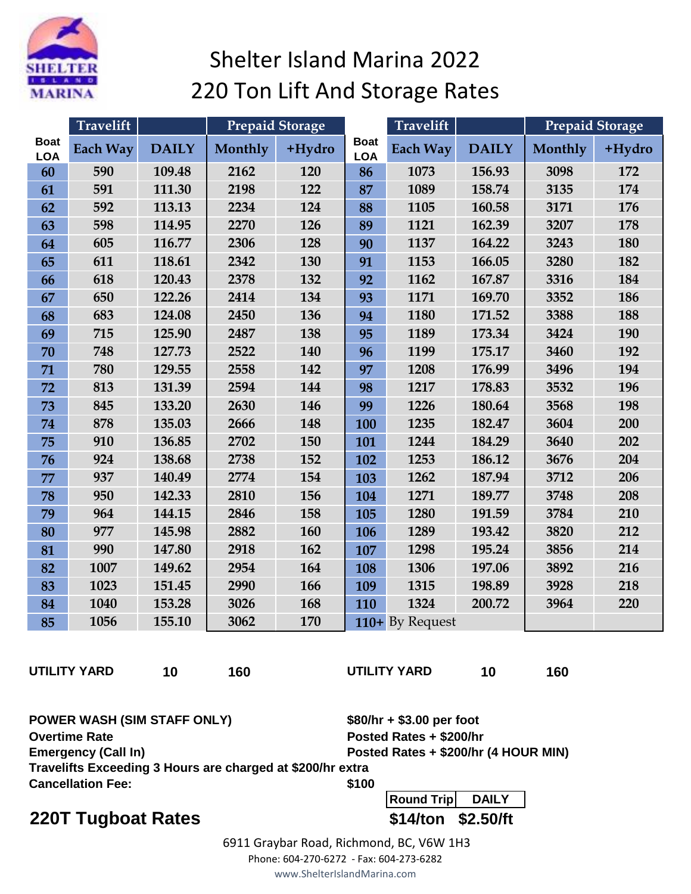# Shelter Island Marina 2022
# 220 Ton Lift And Storage Rates

| | Travelift | | Prepaid Storage | | | Travelift | | Prepaid Storage | |
|---|---|---|---|---|---|---|---|---|---|
| Boat LOA | Each Way | DAILY | Monthly | +Hydro | Boat LOA | Each Way | DAILY | Monthly | +Hydro |
| 60 | 590 | 109.48 | 2162 | 120 | 86 | 1073 | 156.93 | 3098 | 172 |
| 61 | 591 | 111.30 | 2198 | 122 | 87 | 1089 | 158.74 | 3135 | 174 |
| 62 | 592 | 113.13 | 2234 | 124 | 88 | 1105 | 160.58 | 3171 | 176 |
| 63 | 598 | 114.95 | 2270 | 126 | 89 | 1121 | 162.39 | 3207 | 178 |
| 64 | 605 | 116.77 | 2306 | 128 | 90 | 1137 | 164.22 | 3243 | 180 |
| 65 | 611 | 118.61 | 2342 | 130 | 91 | 1153 | 166.05 | 3280 | 182 |
| 66 | 618 | 120.43 | 2378 | 132 | 92 | 1162 | 167.87 | 3316 | 184 |
| 67 | 650 | 122.26 | 2414 | 134 | 93 | 1171 | 169.70 | 3352 | 186 |
| 68 | 683 | 124.08 | 2450 | 136 | 94 | 1180 | 171.52 | 3388 | 188 |
| 69 | 715 | 125.90 | 2487 | 138 | 95 | 1189 | 173.34 | 3424 | 190 |
| 70 | 748 | 127.73 | 2522 | 140 | 96 | 1199 | 175.17 | 3460 | 192 |
| 71 | 780 | 129.55 | 2558 | 142 | 97 | 1208 | 176.99 | 3496 | 194 |
| 72 | 813 | 131.39 | 2594 | 144 | 98 | 1217 | 178.83 | 3532 | 196 |
| 73 | 845 | 133.20 | 2630 | 146 | 99 | 1226 | 180.64 | 3568 | 198 |
| 74 | 878 | 135.03 | 2666 | 148 | 100 | 1235 | 182.47 | 3604 | 200 |
| 75 | 910 | 136.85 | 2702 | 150 | 101 | 1244 | 184.29 | 3640 | 202 |
| 76 | 924 | 138.68 | 2738 | 152 | 102 | 1253 | 186.12 | 3676 | 204 |
| 77 | 937 | 140.49 | 2774 | 154 | 103 | 1262 | 187.94 | 3712 | 206 |
| 78 | 950 | 142.33 | 2810 | 156 | 104 | 1271 | 189.77 | 3748 | 208 |
| 79 | 964 | 144.15 | 2846 | 158 | 105 | 1280 | 191.59 | 3784 | 210 |
| 80 | 977 | 145.98 | 2882 | 160 | 106 | 1289 | 193.42 | 3820 | 212 |
| 81 | 990 | 147.80 | 2918 | 162 | 107 | 1298 | 195.24 | 3856 | 214 |
| 82 | 1007 | 149.62 | 2954 | 164 | 108 | 1306 | 197.06 | 3892 | 216 |
| 83 | 1023 | 151.45 | 2990 | 166 | 109 | 1315 | 198.89 | 3928 | 218 |
| 84 | 1040 | 153.28 | 3026 | 168 | 110 | 1324 | 200.72 | 3964 | 220 |
| 85 | 1056 | 155.10 | 3062 | 170 | 110+ | By Request | | | |

| | | | | | |
|---|---|---|---|---|---|
| **UTILITY YARD** | **10** | **160** | **UTILITY YARD** | **10** | **160** |

**POWER WASH (SIM STAFF ONLY)** — **$80/hr + $3.00 per foot**
**Overtime Rate** — **Posted Rates + $200/hr**
**Emergency (Call In)** — **Posted Rates + $200/hr (4 HOUR MIN)**
**Travelifts Exceeding 3 Hours are charged at $200/hr extra**
**Cancellation Fee:** — **$100**

| | Round Trip | DAILY |
|---|---|---|
| **220T Tugboat Rates** | **$14/ton** | **$2.50/ft** |

6911 Graybar Road, Richmond, BC, V6W 1H3
Phone: 604-270-6272 - Fax: 604-273-6282
www.ShelterIslandMarina.com